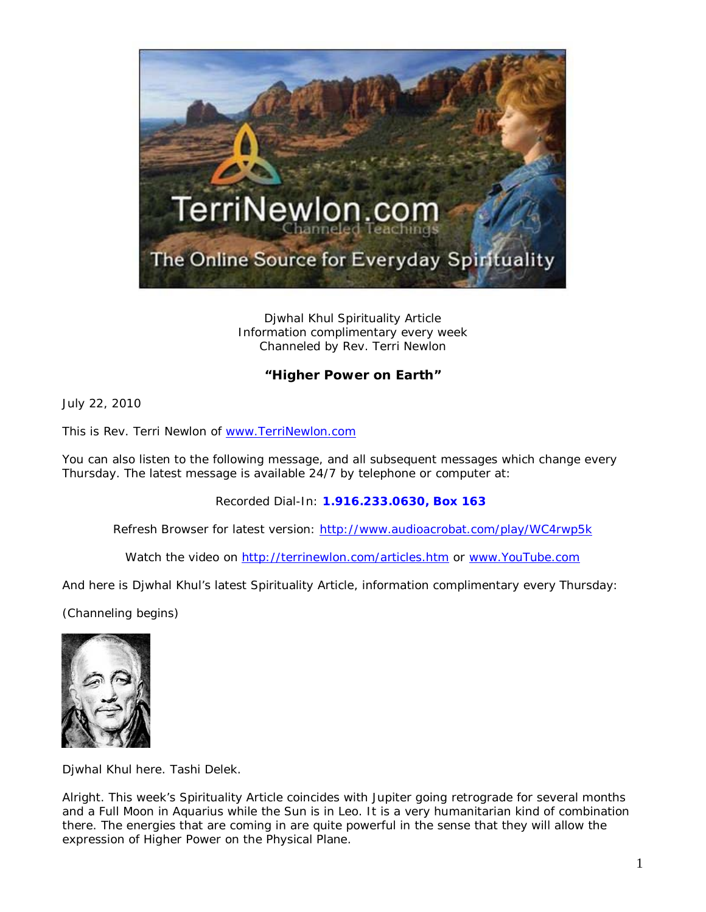Djwhal Khul Spirituality Article
Information complimentary every week
Channeled by Rev. Terri Newlon

**"Higher Power on Earth"**

July 22, 2010

This is Rev. Terri Newlon of [www.TerriNewlon.com](http://www.TerriNewlon.com)

You can also listen to the following message, and all subsequent messages which change every Thursday. The latest message is available 24/7 by telephone or computer at:

Recorded Dial-In: **1.916.233.0630, Box 163**

Refresh Browser for latest version: [http://www.audioacrobat.com/play/WC4rwp5k](http://www.audioacrobat.com/play/WC4rwp5k)

Watch the video on [http://terrinewlon.com/articles.htm](http://terrinewlon.com/articles.htm) or [www.YouTube.com](http://www.YouTube.com)

And here is Djwhal Khul's latest Spirituality Article, information complimentary every Thursday:

(Channeling begins)

Djwhal Khul here. Tashi Delek.

Alright. This week's Spirituality Article coincides with Jupiter going retrograde for several months and a Full Moon in Aquarius while the Sun is in Leo. It is a very humanitarian kind of combination there. The energies that are coming in are quite powerful in the sense that they will allow the expression of Higher Power on the Physical Plane.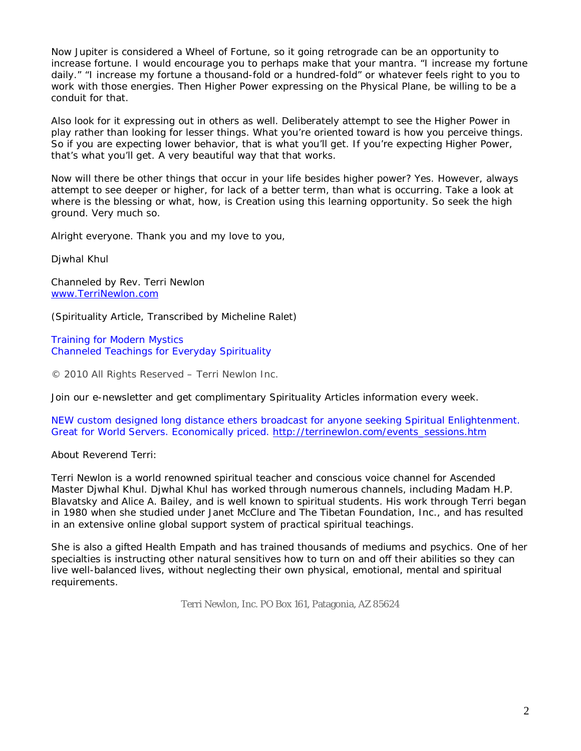Now Jupiter is considered a Wheel of Fortune, so it going retrograde can be an opportunity to increase fortune. I would encourage you to perhaps make that your mantra. "I increase my fortune daily." "I increase my fortune a thousand-fold or a hundred-fold" or whatever feels right to you to work with those energies. Then Higher Power expressing on the Physical Plane, be willing to be a conduit for that.

Also look for it expressing out in others as well. Deliberately attempt to see the Higher Power in play rather than looking for lesser things. What you're oriented toward is how you perceive things. So if you are expecting lower behavior, that is what you'll get. If you're expecting Higher Power, that's what you'll get. A very beautiful way that that works.

Now will there be other things that occur in your life besides higher power? Yes. However, always attempt to see deeper or higher, for lack of a better term, than what is occurring. Take a look at where is the blessing or what, how, is Creation using this learning opportunity. So seek the high ground. Very much so.

Alright everyone. Thank you and my love to you,

Djwhal Khul

Channeled by Rev. Terri Newlon
www.TerriNewlon.com

(Spirituality Article, Transcribed by Micheline Ralet)

Training for Modern Mystics
Channeled Teachings for Everyday Spirituality

© 2010 All Rights Reserved – Terri Newlon Inc.

Join our e-newsletter and get complimentary Spirituality Articles information every week.

NEW custom designed long distance ethers broadcast for anyone seeking Spiritual Enlightenment. Great for World Servers. Economically priced. http://terrinewlon.com/events_sessions.htm

About Reverend Terri:

Terri Newlon is a world renowned spiritual teacher and conscious voice channel for Ascended Master Djwhal Khul. Djwhal Khul has worked through numerous channels, including Madam H.P. Blavatsky and Alice A. Bailey, and is well known to spiritual students. His work through Terri began in 1980 when she studied under Janet McClure and The Tibetan Foundation, Inc., and has resulted in an extensive online global support system of practical spiritual teachings.

She is also a gifted Health Empath and has trained thousands of mediums and psychics. One of her specialties is instructing other natural sensitives how to turn on and off their abilities so they can live well-balanced lives, without neglecting their own physical, emotional, mental and spiritual requirements.

Terri Newlon, Inc. PO Box 161, Patagonia, AZ 85624